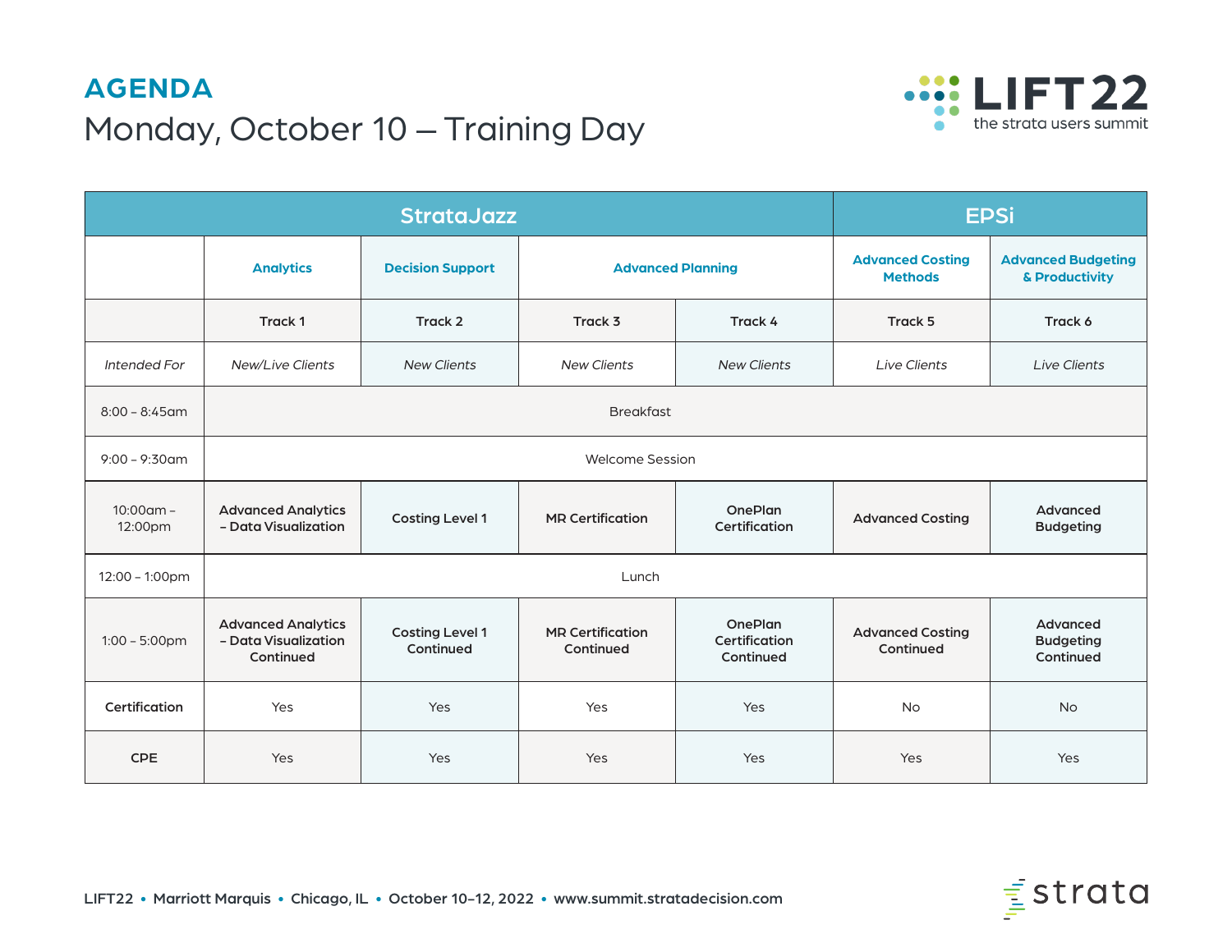# AGENDA

## Monday, October 10 — Training Day

LIFT22 the strata users summit

| | StrataJazz | | | | EPSi | |
|---|---|---|---|---|---|---|
| | Analytics | Decision Support | Advanced Planning | | Advanced Costing Methods | Advanced Budgeting & Productivity |
| | Track 1 | Track 2 | Track 3 | Track 4 | Track 5 | Track 6 |
| *Intended For* | *New/Live Clients* | *New Clients* | *New Clients* | *New Clients* | *Live Clients* | *Live Clients* |
| 8:00 – 8:45am | Breakfast | | | | | |
| 9:00 – 9:30am | Welcome Session | | | | | |
| 10:00am – 12:00pm | **Advanced Analytics – Data Visualization** | **Costing Level 1** | **MR Certification** | **OnePlan Certification** | **Advanced Costing** | **Advanced Budgeting** |
| 12:00 – 1:00pm | Lunch | | | | | |
| 1:00 – 5:00pm | **Advanced Analytics – Data Visualization Continued** | **Costing Level 1 Continued** | **MR Certification Continued** | **OnePlan Certification Continued** | **Advanced Costing Continued** | **Advanced Budgeting Continued** |
| **Certification** | Yes | Yes | Yes | Yes | No | No |
| **CPE** | Yes | Yes | Yes | Yes | Yes | Yes |

LIFT22 • Marriott Marquis • Chicago, IL • October 10–12, 2022 • www.summit.stratadecision.com

strata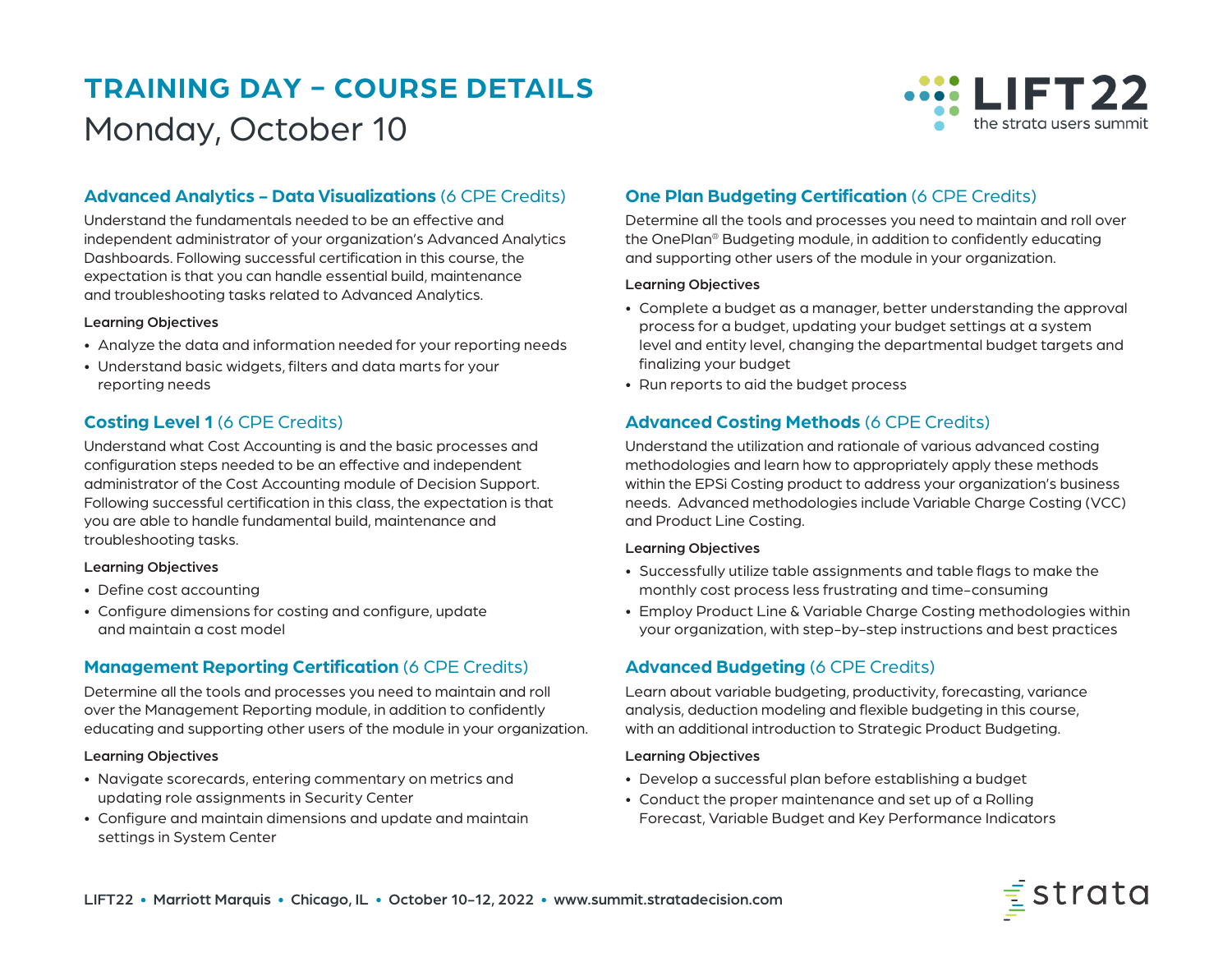# TRAINING DAY – COURSE DETAILS

Monday, October 10

## Advanced Analytics – Data Visualizations (6 CPE Credits)

Understand the fundamentals needed to be an effective and independent administrator of your organization's Advanced Analytics Dashboards. Following successful certification in this course, the expectation is that you can handle essential build, maintenance and troubleshooting tasks related to Advanced Analytics.

**Learning Objectives**

- Analyze the data and information needed for your reporting needs
- Understand basic widgets, filters and data marts for your reporting needs

## Costing Level 1 (6 CPE Credits)

Understand what Cost Accounting is and the basic processes and configuration steps needed to be an effective and independent administrator of the Cost Accounting module of Decision Support. Following successful certification in this class, the expectation is that you are able to handle fundamental build, maintenance and troubleshooting tasks.

**Learning Objectives**

- Define cost accounting
- Configure dimensions for costing and configure, update and maintain a cost model

## Management Reporting Certification (6 CPE Credits)

Determine all the tools and processes you need to maintain and roll over the Management Reporting module, in addition to confidently educating and supporting other users of the module in your organization.

**Learning Objectives**

- Navigate scorecards, entering commentary on metrics and updating role assignments in Security Center
- Configure and maintain dimensions and update and maintain settings in System Center

## One Plan Budgeting Certification (6 CPE Credits)

Determine all the tools and processes you need to maintain and roll over the OnePlan® Budgeting module, in addition to confidently educating and supporting other users of the module in your organization.

**Learning Objectives**

- Complete a budget as a manager, better understanding the approval process for a budget, updating your budget settings at a system level and entity level, changing the departmental budget targets and finalizing your budget
- Run reports to aid the budget process

## Advanced Costing Methods (6 CPE Credits)

Understand the utilization and rationale of various advanced costing methodologies and learn how to appropriately apply these methods within the EPSi Costing product to address your organization's business needs. Advanced methodologies include Variable Charge Costing (VCC) and Product Line Costing.

**Learning Objectives**

- Successfully utilize table assignments and table flags to make the monthly cost process less frustrating and time-consuming
- Employ Product Line & Variable Charge Costing methodologies within your organization, with step-by-step instructions and best practices

## Advanced Budgeting (6 CPE Credits)

Learn about variable budgeting, productivity, forecasting, variance analysis, deduction modeling and flexible budgeting in this course, with an additional introduction to Strategic Product Budgeting.

**Learning Objectives**

- Develop a successful plan before establishing a budget
- Conduct the proper maintenance and set up of a Rolling Forecast, Variable Budget and Key Performance Indicators